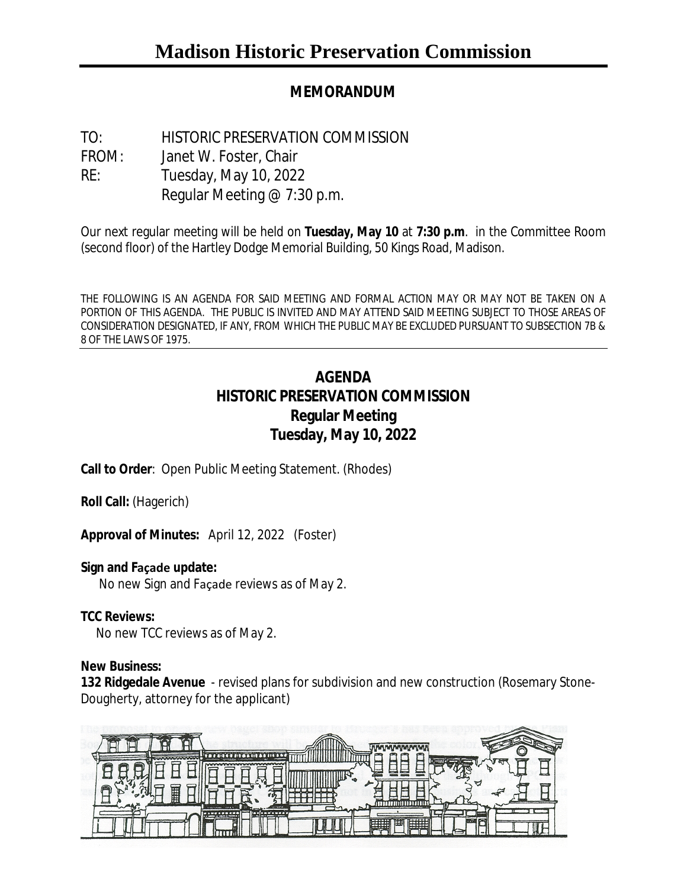# Madison Historic Preservation Commission

**MEMORANDUM**

TO: HISTORIC PRESERVATION COMMISSION
FROM: Janet W. Foster, Chair
RE: Tuesday, May 10, 2022
Regular Meeting @ 7:30 p.m.

Our next regular meeting will be held on **Tuesday, May 10** at **7:30 p.m**. in the Committee Room (second floor) of the Hartley Dodge Memorial Building, 50 Kings Road, Madison.

THE FOLLOWING IS AN AGENDA FOR SAID MEETING AND FORMAL ACTION MAY OR MAY NOT BE TAKEN ON A PORTION OF THIS AGENDA. THE PUBLIC IS INVITED AND MAY ATTEND SAID MEETING SUBJECT TO THOSE AREAS OF CONSIDERATION DESIGNATED, IF ANY, FROM WHICH THE PUBLIC MAY BE EXCLUDED PURSUANT TO SUBSECTION 7B & 8 OF THE LAWS OF 1975.

## AGENDA
## HISTORIC PRESERVATION COMMISSION
## Regular Meeting
## Tuesday, May 10, 2022

**Call to Order**: Open Public Meeting Statement. (Rhodes)

**Roll Call:** (Hagerich)

**Approval of Minutes:** April 12, 2022 (Foster)

**Sign and Façade update:**
No new Sign and Façade reviews as of May 2.

**TCC Reviews:**
No new TCC reviews as of May 2.

**New Business:**
**132 Ridgedale Avenue** - revised plans for subdivision and new construction (Rosemary Stone-Dougherty, attorney for the applicant)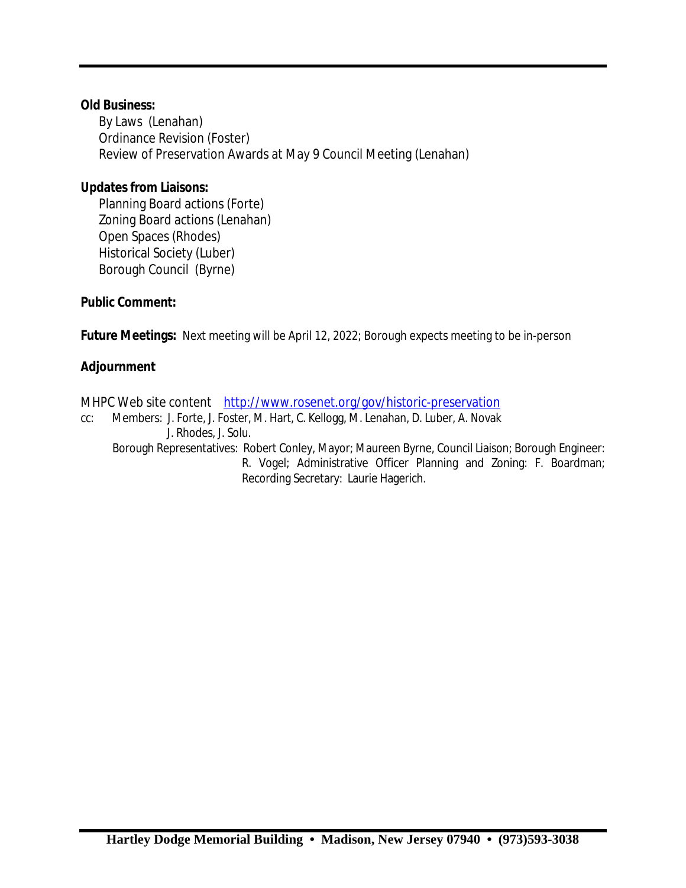**Old Business:**

By Laws (Lenahan)
Ordinance Revision (Foster)
Review of Preservation Awards at May 9 Council Meeting (Lenahan)

**Updates from Liaisons:**

Planning Board actions (Forte)
Zoning Board actions (Lenahan)
Open Spaces (Rhodes)
Historical Society (Luber)
Borough Council (Byrne)

**Public Comment:**

**Future Meetings:** Next meeting will be April 12, 2022; Borough expects meeting to be in-person

**Adjournment**

MHPC Web site content [http://www.rosenet.org/gov/historic-preservation](http://www.rosenet.org/gov/historic-preservation)

cc: Members: J. Forte, J. Foster, M. Hart, C. Kellogg, M. Lenahan, D. Luber, A. Novak J. Rhodes, J. Solu.

Borough Representatives: Robert Conley, Mayor; Maureen Byrne, Council Liaison; Borough Engineer: R. Vogel; Administrative Officer Planning and Zoning: F. Boardman; Recording Secretary: Laurie Hagerich.